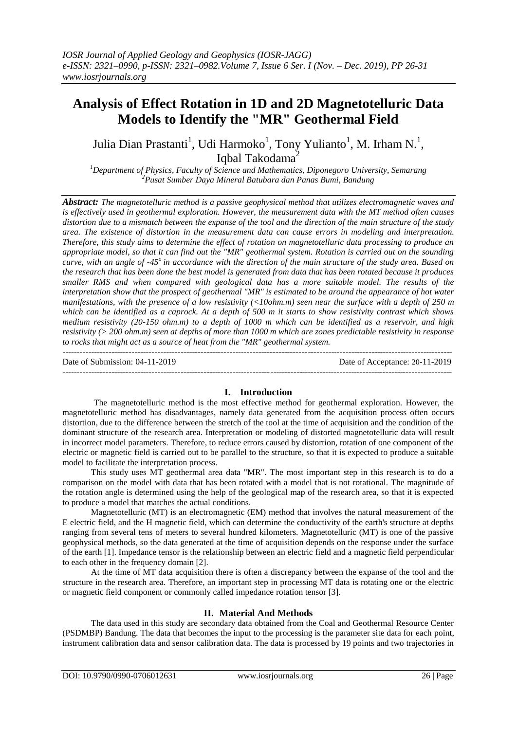# Analysis of Effect Rotation in 1D and 2D Magnetotelluric Data Models to Identify the "MR" Geothermal Field

Julia Dian Prastanti[1], Udi Harmoko[1], Tony Yulianto[1], M. Irham N.[1], Iqbal Takodama[2]

[1]*Department of Physics, Faculty of Science and Mathematics, Diponegoro University, Semarang*
[2]*Pusat Sumber Daya Mineral Batubara dan Panas Bumi, Bandung*

***Abstract:*** *The magnetotelluric method is a passive geophysical method that utilizes electromagnetic waves and is effectively used in geothermal exploration. However, the measurement data with the MT method often causes distortion due to a mismatch between the expanse of the tool and the direction of the main structure of the study area. The existence of distortion in the measurement data can cause errors in modeling and interpretation. Therefore, this study aims to determine the effect of rotation on magnetotelluric data processing to produce an appropriate model, so that it can find out the "MR" geothermal system. Rotation is carried out on the sounding curve, with an angle of -45$^o$ in accordance with the direction of the main structure of the study area. Based on the research that has been done the best model is generated from data that has been rotated because it produces smaller RMS and when compared with geological data has a more suitable model. The results of the interpretation show that the prospect of geothermal "MR" is estimated to be around the appearance of hot water manifestations, with the presence of a low resistivity (<10ohm.m) seen near the surface with a depth of 250 m which can be identified as a caprock. At a depth of 500 m it starts to show resistivity contrast which shows medium resistivity (20-150 ohm.m) to a depth of 1000 m which can be identified as a reservoir, and high resistivity (> 200 ohm.m) seen at depths of more than 1000 m which are zones predictable resistivity in response to rocks that might act as a source of heat from the "MR" geothermal system.*

---

Date of Submission: 04-11-2019 Date of Acceptance: 20-11-2019

---

## I. Introduction

The magnetotelluric method is the most effective method for geothermal exploration. However, the magnetotelluric method has disadvantages, namely data generated from the acquisition process often occurs distortion, due to the difference between the stretch of the tool at the time of acquisition and the condition of the dominant structure of the research area. Interpretation or modeling of distorted magnetotelluric data will result in incorrect model parameters. Therefore, to reduce errors caused by distortion, rotation of one component of the electric or magnetic field is carried out to be parallel to the structure, so that it is expected to produce a suitable model to facilitate the interpretation process.

This study uses MT geothermal area data "MR". The most important step in this research is to do a comparison on the model with data that has been rotated with a model that is not rotational. The magnitude of the rotation angle is determined using the help of the geological map of the research area, so that it is expected to produce a model that matches the actual conditions.

Magnetotelluric (MT) is an electromagnetic (EM) method that involves the natural measurement of the E electric field, and the H magnetic field, which can determine the conductivity of the earth's structure at depths ranging from several tens of meters to several hundred kilometers. Magnetotelluric (MT) is one of the passive geophysical methods, so the data generated at the time of acquisition depends on the response under the surface of the earth [1]. Impedance tensor is the relationship between an electric field and a magnetic field perpendicular to each other in the frequency domain [2].

At the time of MT data acquisition there is often a discrepancy between the expanse of the tool and the structure in the research area. Therefore, an important step in processing MT data is rotating one or the electric or magnetic field component or commonly called impedance rotation tensor [3].

## II. Material And Methods

The data used in this study are secondary data obtained from the Coal and Geothermal Resource Center (PSDMBP) Bandung. The data that becomes the input to the processing is the parameter site data for each point, instrument calibration data and sensor calibration data. The data is processed by 19 points and two trajectories in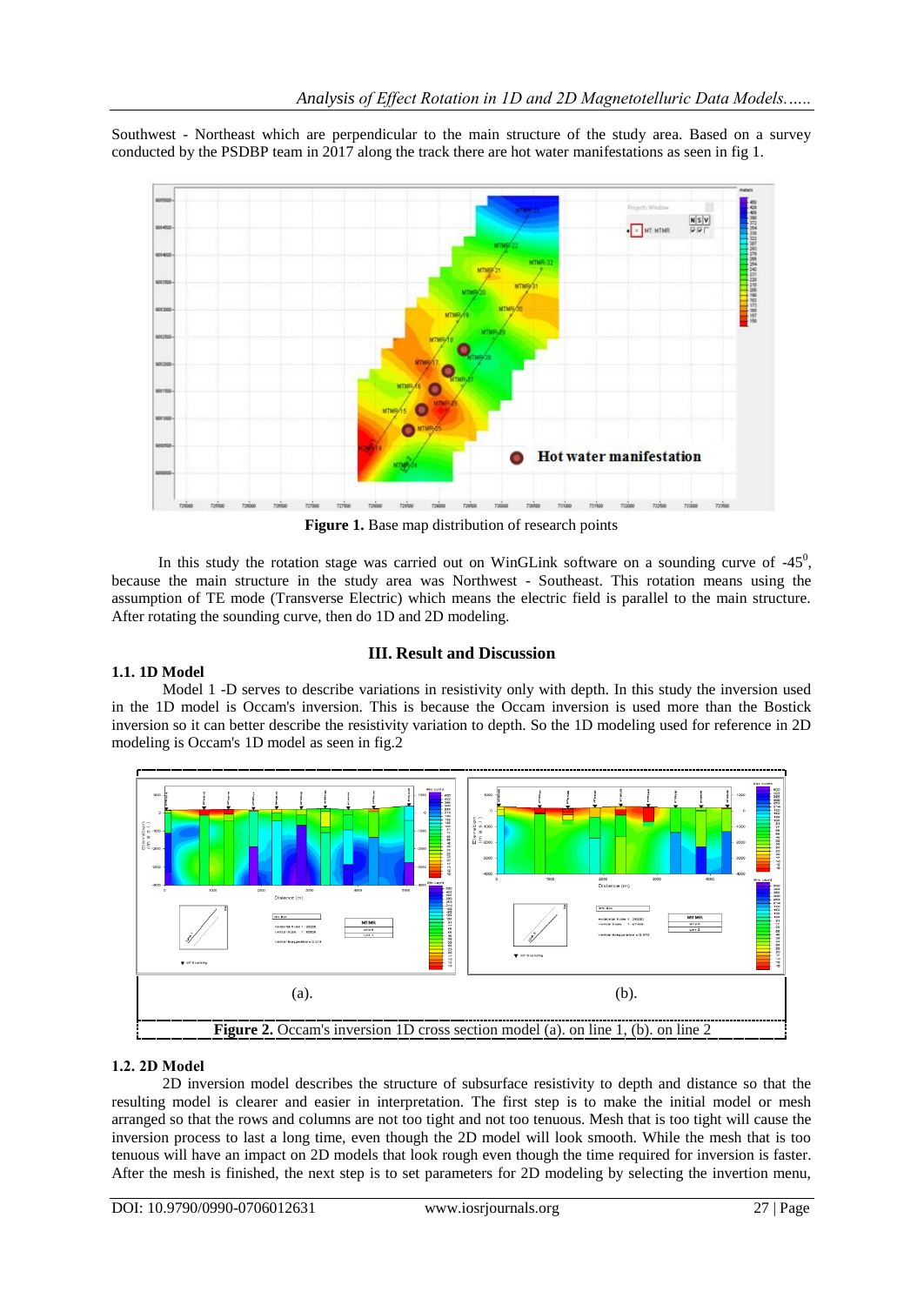Southwest - Northeast which are perpendicular to the main structure of the study area. Based on a survey conducted by the PSDBP team in 2017 along the track there are hot water manifestations as seen in fig 1.

**Figure 1.** Base map distribution of research points

In this study the rotation stage was carried out on WinGLink software on a sounding curve of -45$^0$, because the main structure in the study area was Northwest - Southeast. This rotation means using the assumption of TE mode (Transverse Electric) which means the electric field is parallel to the main structure. After rotating the sounding curve, then do 1D and 2D modeling.

## III. Result and Discussion

### 1.1. 1D Model

Model 1 -D serves to describe variations in resistivity only with depth. In this study the inversion used in the 1D model is Occam's inversion. This is because the Occam inversion is used more than the Bostick inversion so it can better describe the resistivity variation to depth. So the 1D modeling used for reference in 2D modeling is Occam's 1D model as seen in fig.2

(a). (b).

**Figure 2.** Occam's inversion 1D cross section model (a). on line 1, (b). on line 2

### 1.2. 2D Model

2D inversion model describes the structure of subsurface resistivity to depth and distance so that the resulting model is clearer and easier in interpretation. The first step is to make the initial model or mesh arranged so that the rows and columns are not too tight and not too tenuous. Mesh that is too tight will cause the inversion process to last a long time, even though the 2D model will look smooth. While the mesh that is too tenuous will have an impact on 2D models that look rough even though the time required for inversion is faster. After the mesh is finished, the next step is to set parameters for 2D modeling by selecting the invertion menu,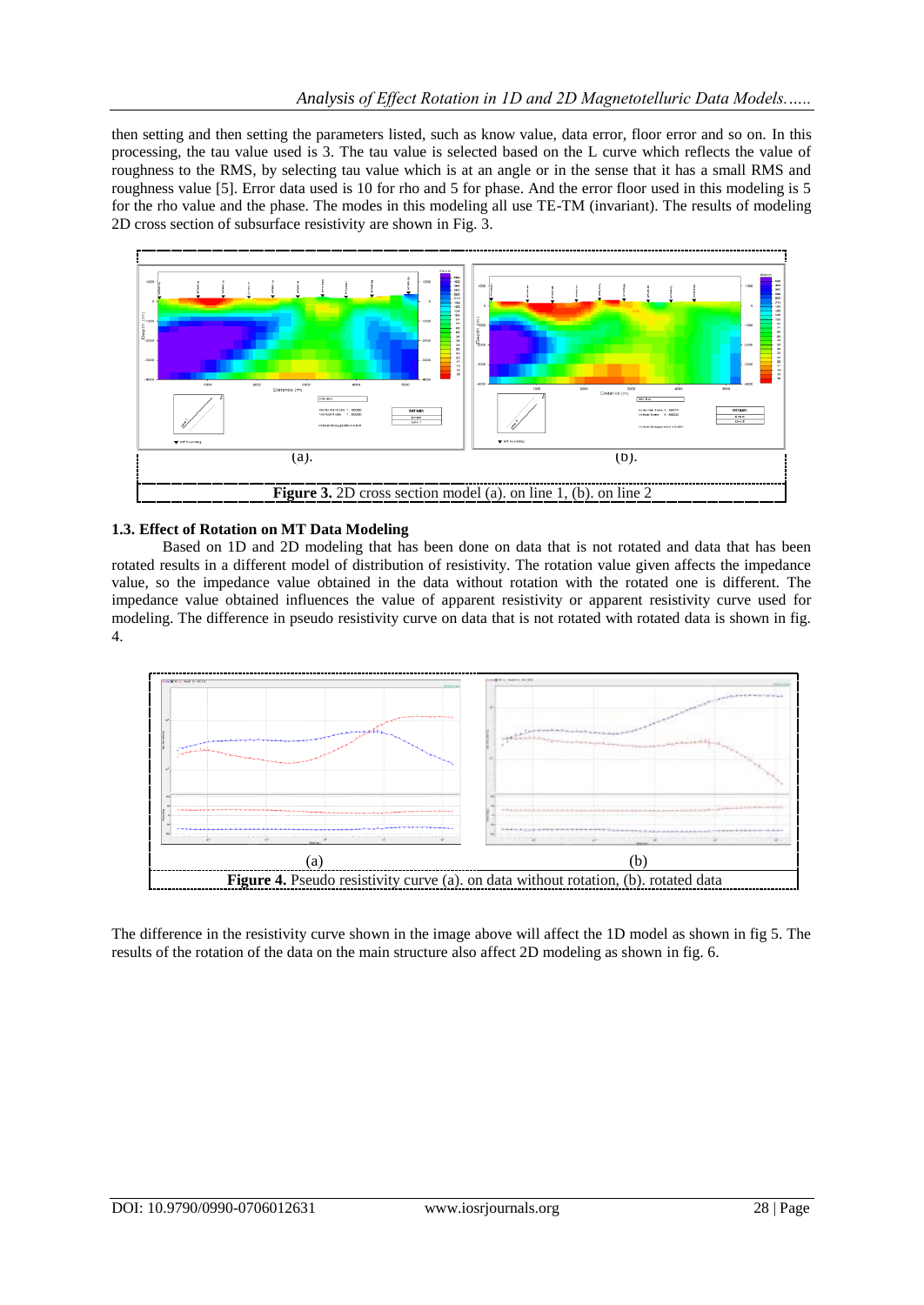then setting and then setting the parameters listed, such as know value, data error, floor error and so on. In this processing, the tau value used is 3. The tau value is selected based on the L curve which reflects the value of roughness to the RMS, by selecting tau value which is at an angle or in the sense that it has a small RMS and roughness value [5]. Error data used is 10 for rho and 5 for phase. And the error floor used in this modeling is 5 for the rho value and the phase. The modes in this modeling all use TE-TM (invariant). The results of modeling 2D cross section of subsurface resistivity are shown in Fig. 3.

(a). (b).

**Figure 3.** 2D cross section model (a). on line 1, (b). on line 2

### 1.3. Effect of Rotation on MT Data Modeling

Based on 1D and 2D modeling that has been done on data that is not rotated and data that has been rotated results in a different model of distribution of resistivity. The rotation value given affects the impedance value, so the impedance value obtained in the data without rotation with the rotated one is different. The impedance value obtained influences the value of apparent resistivity or apparent resistivity curve used for modeling. The difference in pseudo resistivity curve on data that is not rotated with rotated data is shown in fig. 4.

(a) (b)

**Figure 4.** Pseudo resistivity curve (a). on data without rotation, (b). rotated data

The difference in the resistivity curve shown in the image above will affect the 1D model as shown in fig 5. The results of the rotation of the data on the main structure also affect 2D modeling as shown in fig. 6.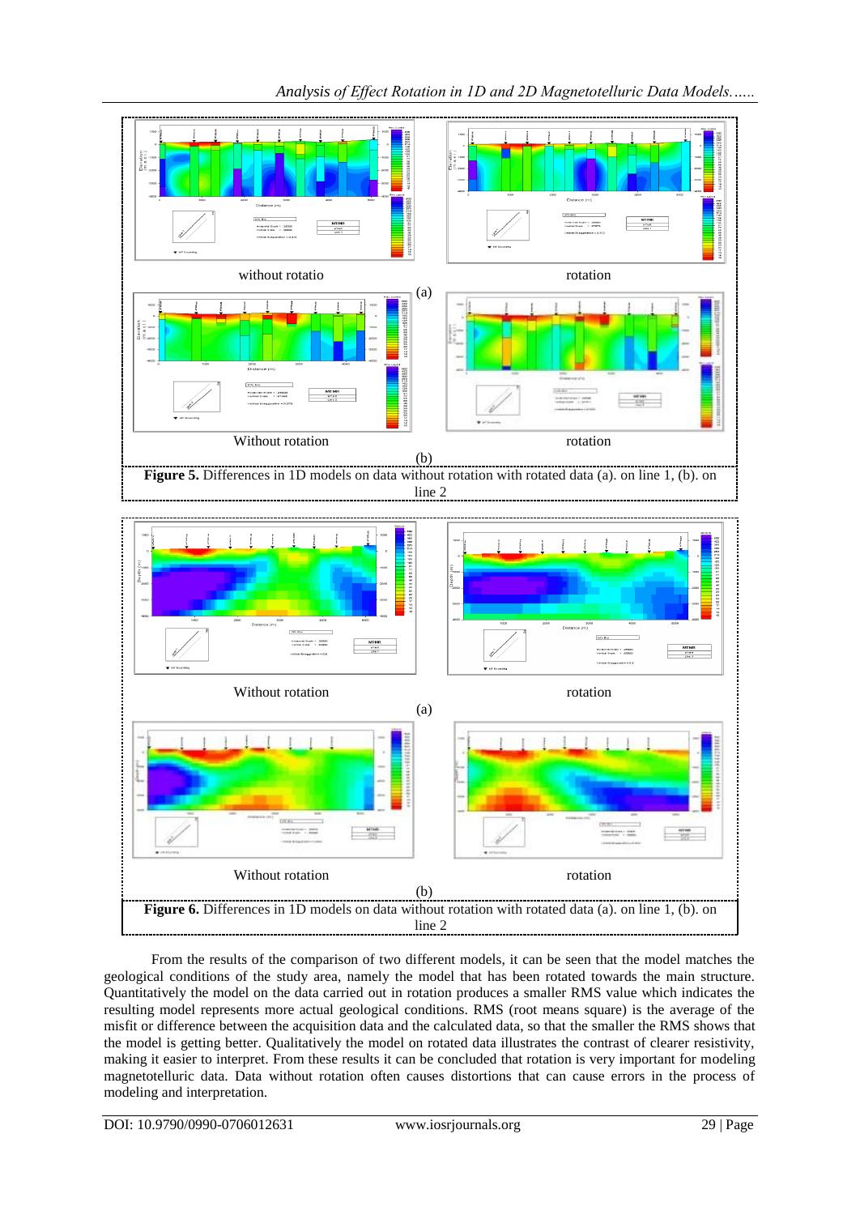without rotatio

rotation

(a)

Without rotation

rotation

(b)

**Figure 5.** Differences in 1D models on data without rotation with rotated data (a). on line 1, (b). on line 2

Without rotation

rotation

(a)

Without rotation

rotation

(b)

**Figure 6.** Differences in 1D models on data without rotation with rotated data (a). on line 1, (b). on line 2

From the results of the comparison of two different models, it can be seen that the model matches the geological conditions of the study area, namely the model that has been rotated towards the main structure. Quantitatively the model on the data carried out in rotation produces a smaller RMS value which indicates the resulting model represents more actual geological conditions. RMS (root means square) is the average of the misfit or difference between the acquisition data and the calculated data, so that the smaller the RMS shows that the model is getting better. Qualitatively the model on rotated data illustrates the contrast of clearer resistivity, making it easier to interpret. From these results it can be concluded that rotation is very important for modeling magnetotelluric data. Data without rotation often causes distortions that can cause errors in the process of modeling and interpretation.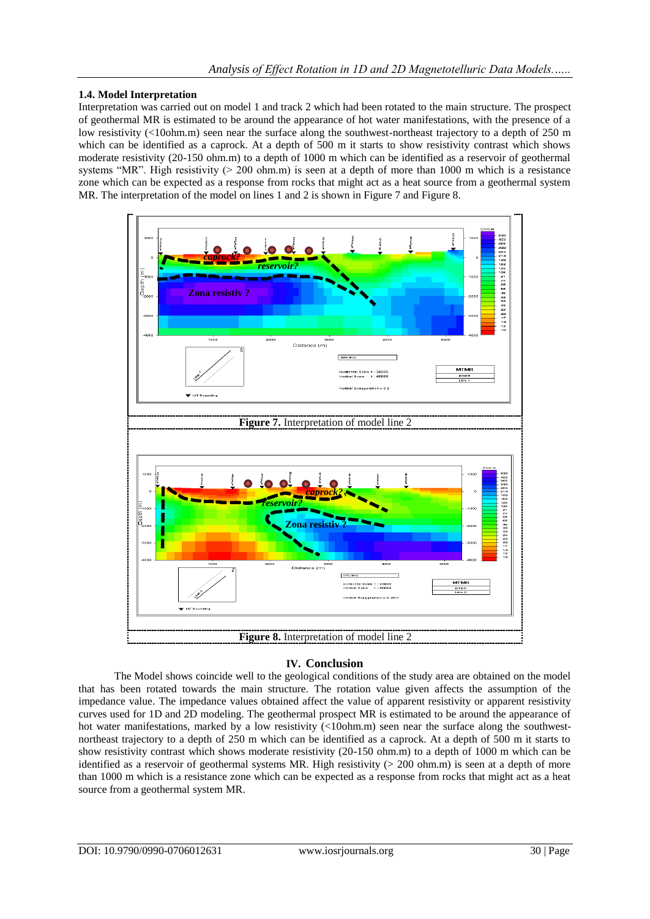### 1.4. Model Interpretation

Interpretation was carried out on model 1 and track 2 which had been rotated to the main structure. The prospect of geothermal MR is estimated to be around the appearance of hot water manifestations, with the presence of a low resistivity (<10ohm.m) seen near the surface along the southwest-northeast trajectory to a depth of 250 m which can be identified as a caprock. At a depth of 500 m it starts to show resistivity contrast which shows moderate resistivity (20-150 ohm.m) to a depth of 1000 m which can be identified as a reservoir of geothermal systems "MR". High resistivity (> 200 ohm.m) is seen at a depth of more than 1000 m which is a resistance zone which can be expected as a response from rocks that might act as a heat source from a geothermal system MR. The interpretation of the model on lines 1 and 2 is shown in Figure 7 and Figure 8.

**Figure 7.** Interpretation of model line 2

**Figure 8.** Interpretation of model line 2

## IV. Conclusion

The Model shows coincide well to the geological conditions of the study area are obtained on the model that has been rotated towards the main structure. The rotation value given affects the assumption of the impedance value. The impedance values obtained affect the value of apparent resistivity or apparent resistivity curves used for 1D and 2D modeling. The geothermal prospect MR is estimated to be around the appearance of hot water manifestations, marked by a low resistivity (<10ohm.m) seen near the surface along the southwest-northeast trajectory to a depth of 250 m which can be identified as a caprock. At a depth of 500 m it starts to show resistivity contrast which shows moderate resistivity (20-150 ohm.m) to a depth of 1000 m which can be identified as a reservoir of geothermal systems MR. High resistivity (> 200 ohm.m) is seen at a depth of more than 1000 m which is a resistance zone which can be expected as a response from rocks that might act as a heat source from a geothermal system MR.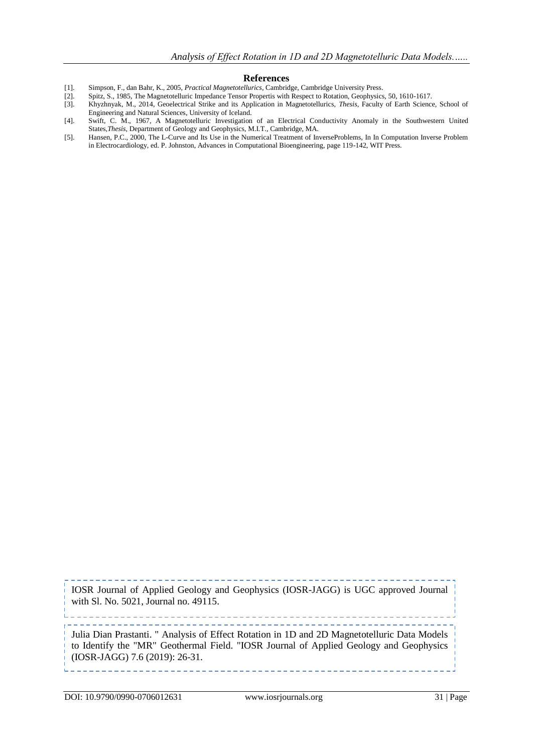## References

[1]. Simpson, F., dan Bahr, K., 2005, *Practical Magnetotellurics*, Cambridge, Cambridge University Press.

[2]. Spitz, S., 1985, The Magnetotelluric Impedance Tensor Propertis with Respect to Rotation, Geophysics, 50, 1610-1617.

[3]. Khyzhnyak, M., 2014, Geoelectrical Strike and its Application in Magnetotellurics, *Thesis*, Faculty of Earth Science, School of Engineering and Natural Sciences, University of Iceland.

[4]. Swift, C. M., 1967, A Magnetotelluric Investigation of an Electrical Conductivity Anomaly in the Southwestern United States,*Thesis*, Department of Geology and Geophysics, M.I.T., Cambridge, MA.

[5]. Hansen, P.C., 2000, The L-Curve and Its Use in the Numerical Treatment of InverseProblems, In In Computation Inverse Problem in Electrocardiology, ed. P. Johnston, Advances in Computational Bioengineering, page 119-142, WIT Press.

IOSR Journal of Applied Geology and Geophysics (IOSR-JAGG) is UGC approved Journal with Sl. No. 5021, Journal no. 49115.

Julia Dian Prastanti. " Analysis of Effect Rotation in 1D and 2D Magnetotelluric Data Models to Identify the "MR" Geothermal Field. "IOSR Journal of Applied Geology and Geophysics (IOSR-JAGG) 7.6 (2019): 26-31.